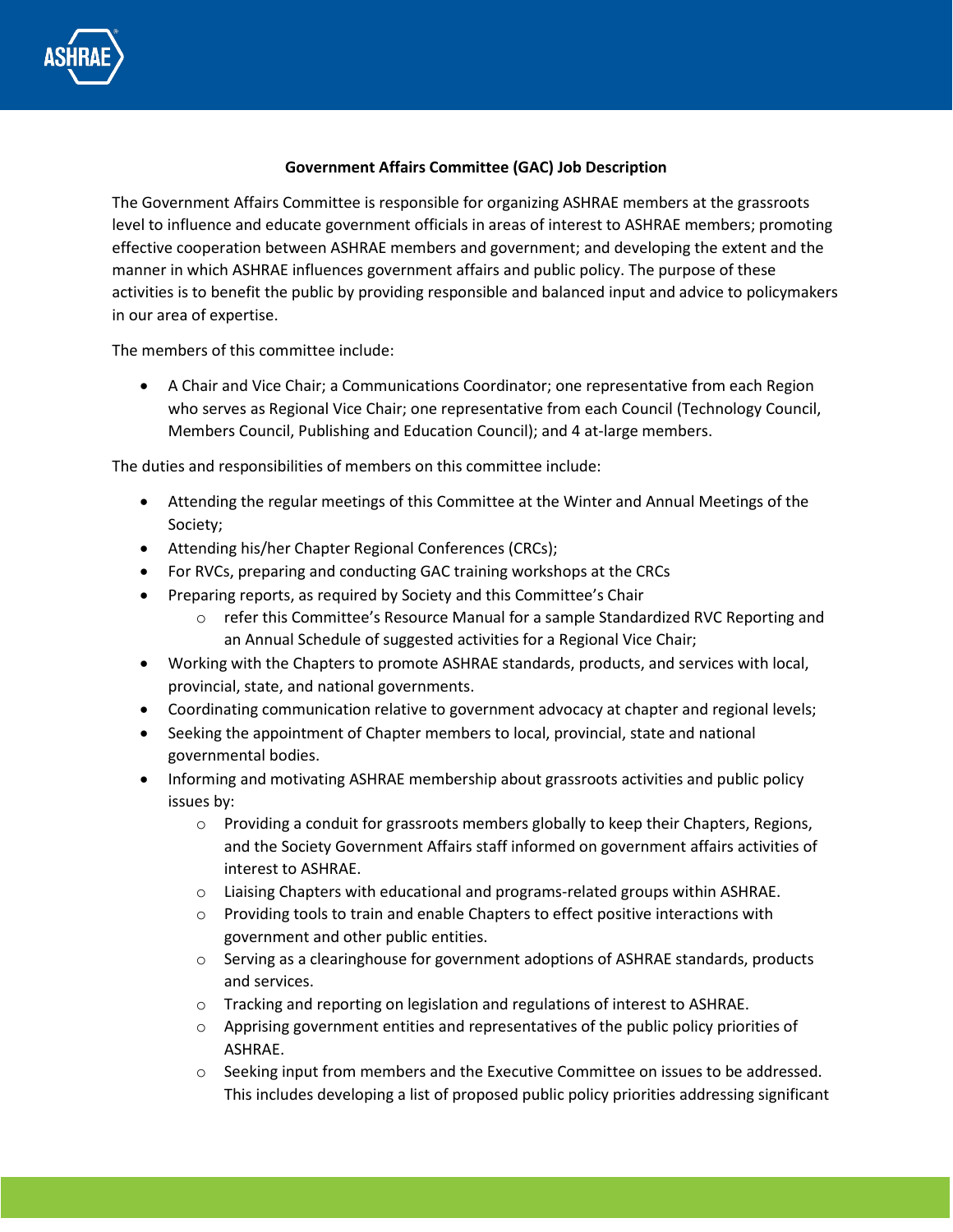**Government Affairs Committee (GAC) Job Description**

The Government Affairs Committee is responsible for organizing ASHRAE members at the grassroots level to influence and educate government officials in areas of interest to ASHRAE members; promoting effective cooperation between ASHRAE members and government; and developing the extent and the manner in which ASHRAE influences government affairs and public policy. The purpose of these activities is to benefit the public by providing responsible and balanced input and advice to policymakers in our area of expertise.

The members of this committee include:

- A Chair and Vice Chair; a Communications Coordinator; one representative from each Region who serves as Regional Vice Chair; one representative from each Council (Technology Council, Members Council, Publishing and Education Council); and 4 at-large members.

The duties and responsibilities of members on this committee include:

- Attending the regular meetings of this Committee at the Winter and Annual Meetings of the Society;
- Attending his/her Chapter Regional Conferences (CRCs);
- For RVCs, preparing and conducting GAC training workshops at the CRCs
- Preparing reports, as required by Society and this Committee's Chair
  - refer this Committee's Resource Manual for a sample Standardized RVC Reporting and an Annual Schedule of suggested activities for a Regional Vice Chair;
- Working with the Chapters to promote ASHRAE standards, products, and services with local, provincial, state, and national governments.
- Coordinating communication relative to government advocacy at chapter and regional levels;
- Seeking the appointment of Chapter members to local, provincial, state and national governmental bodies.
- Informing and motivating ASHRAE membership about grassroots activities and public policy issues by:
  - Providing a conduit for grassroots members globally to keep their Chapters, Regions, and the Society Government Affairs staff informed on government affairs activities of interest to ASHRAE.
  - Liaising Chapters with educational and programs-related groups within ASHRAE.
  - Providing tools to train and enable Chapters to effect positive interactions with government and other public entities.
  - Serving as a clearinghouse for government adoptions of ASHRAE standards, products and services.
  - Tracking and reporting on legislation and regulations of interest to ASHRAE.
  - Apprising government entities and representatives of the public policy priorities of ASHRAE.
  - Seeking input from members and the Executive Committee on issues to be addressed. This includes developing a list of proposed public policy priorities addressing significant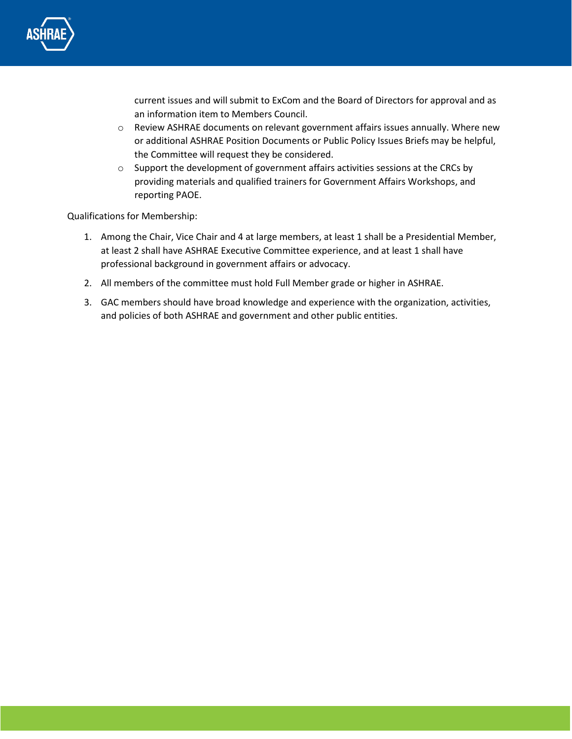current issues and will submit to ExCom and the Board of Directors for approval and as an information item to Members Council.

- Review ASHRAE documents on relevant government affairs issues annually. Where new or additional ASHRAE Position Documents or Public Policy Issues Briefs may be helpful, the Committee will request they be considered.
- Support the development of government affairs activities sessions at the CRCs by providing materials and qualified trainers for Government Affairs Workshops, and reporting PAOE.

Qualifications for Membership:

1. Among the Chair, Vice Chair and 4 at large members, at least 1 shall be a Presidential Member, at least 2 shall have ASHRAE Executive Committee experience, and at least 1 shall have professional background in government affairs or advocacy.
2. All members of the committee must hold Full Member grade or higher in ASHRAE.
3. GAC members should have broad knowledge and experience with the organization, activities, and policies of both ASHRAE and government and other public entities.